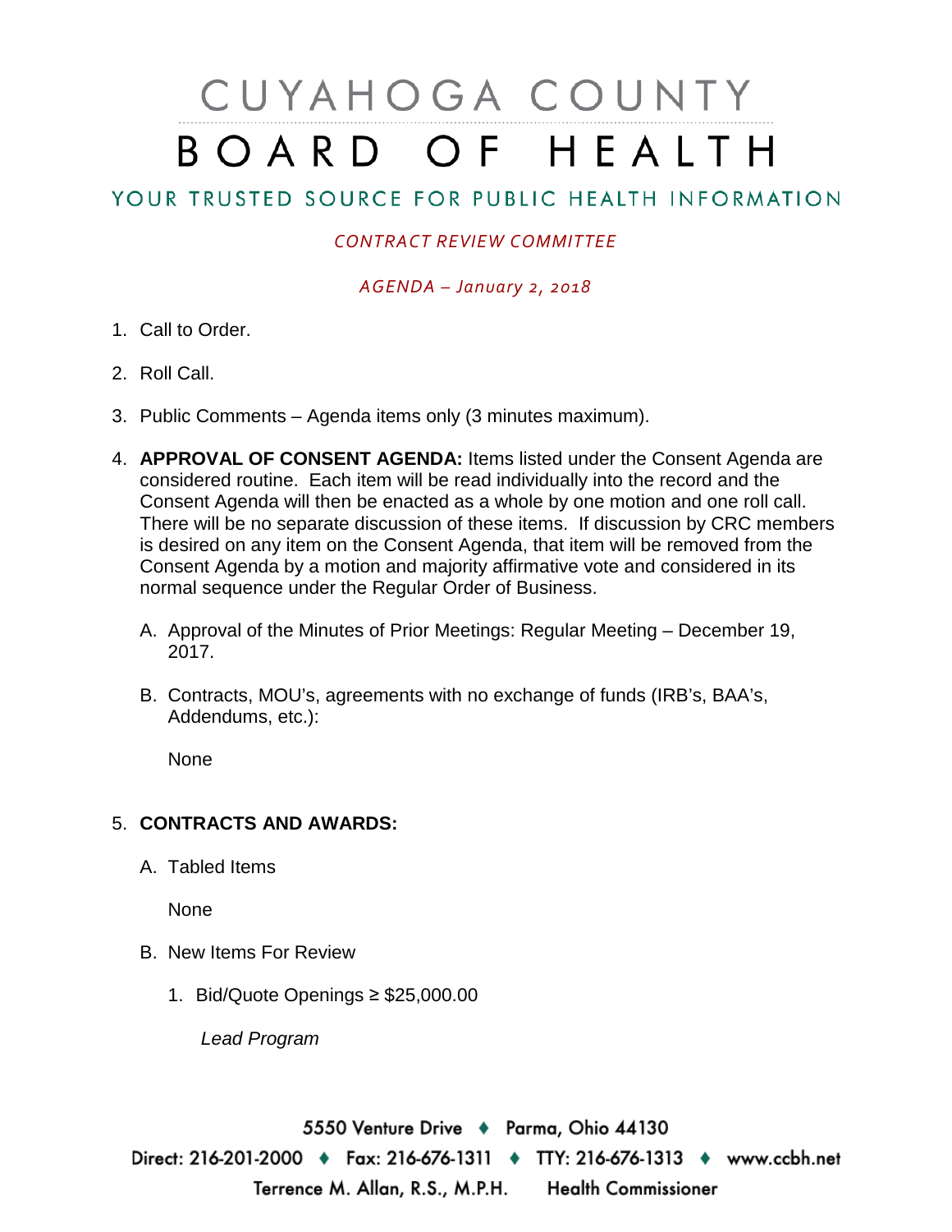# CUYAHOGA COUNTY BOARD OF HEALTH

## YOUR TRUSTED SOURCE FOR PUBLIC HEALTH INFORMATION

*CONTRACT REVIEW COMMITTEE*

*AGENDA – January 2, 2018*

1. Call to Order.

2. Roll Call.

3. Public Comments – Agenda items only (3 minutes maximum).

4. **APPROVAL OF CONSENT AGENDA:** Items listed under the Consent Agenda are considered routine. Each item will be read individually into the record and the Consent Agenda will then be enacted as a whole by one motion and one roll call. There will be no separate discussion of these items. If discussion by CRC members is desired on any item on the Consent Agenda, that item will be removed from the Consent Agenda by a motion and majority affirmative vote and considered in its normal sequence under the Regular Order of Business.

   A. Approval of the Minutes of Prior Meetings: Regular Meeting – December 19, 2017.

   B. Contracts, MOU's, agreements with no exchange of funds (IRB's, BAA's, Addendums, etc.):

      None

5. **CONTRACTS AND AWARDS:**

   A. Tabled Items

      None

   B. New Items For Review

      1. Bid/Quote Openings ≥ $25,000.00

         *Lead Program*

5550 Venture Drive ♦ Parma, Ohio 44130

Direct: 216-201-2000 ♦ Fax: 216-676-1311 ♦ TTY: 216-676-1313 ♦ www.ccbh.net

Terrence M. Allan, R.S., M.P.H. Health Commissioner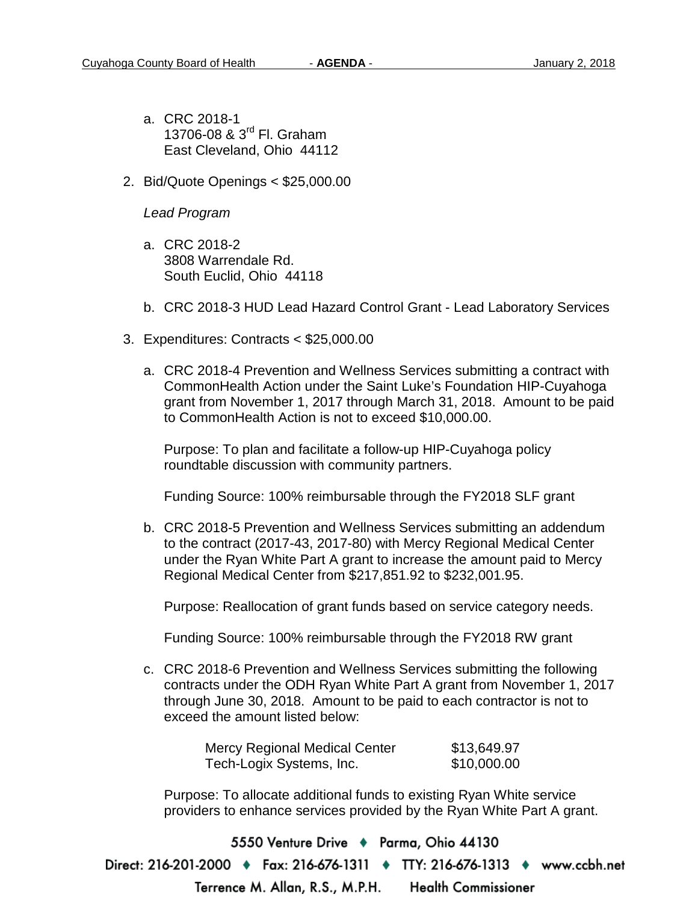a. CRC 2018-1
   13706-08 & 3rd Fl. Graham
   East Cleveland, Ohio 44112

2. Bid/Quote Openings < $25,000.00

   *Lead Program*

   a. CRC 2018-2
      3808 Warrendale Rd.
      South Euclid, Ohio 44118

   b. CRC 2018-3 HUD Lead Hazard Control Grant - Lead Laboratory Services

3. Expenditures: Contracts < $25,000.00

   a. CRC 2018-4 Prevention and Wellness Services submitting a contract with CommonHealth Action under the Saint Luke's Foundation HIP-Cuyahoga grant from November 1, 2017 through March 31, 2018. Amount to be paid to CommonHealth Action is not to exceed $10,000.00.

      Purpose: To plan and facilitate a follow-up HIP-Cuyahoga policy roundtable discussion with community partners.

      Funding Source: 100% reimbursable through the FY2018 SLF grant

   b. CRC 2018-5 Prevention and Wellness Services submitting an addendum to the contract (2017-43, 2017-80) with Mercy Regional Medical Center under the Ryan White Part A grant to increase the amount paid to Mercy Regional Medical Center from $217,851.92 to $232,001.95.

      Purpose: Reallocation of grant funds based on service category needs.

      Funding Source: 100% reimbursable through the FY2018 RW grant

   c. CRC 2018-6 Prevention and Wellness Services submitting the following contracts under the ODH Ryan White Part A grant from November 1, 2017 through June 30, 2018. Amount to be paid to each contractor is not to exceed the amount listed below:

      | | |
      |---|---|
      | Mercy Regional Medical Center | $13,649.97 |
      | Tech-Logix Systems, Inc. | $10,000.00 |

      Purpose: To allocate additional funds to existing Ryan White service providers to enhance services provided by the Ryan White Part A grant.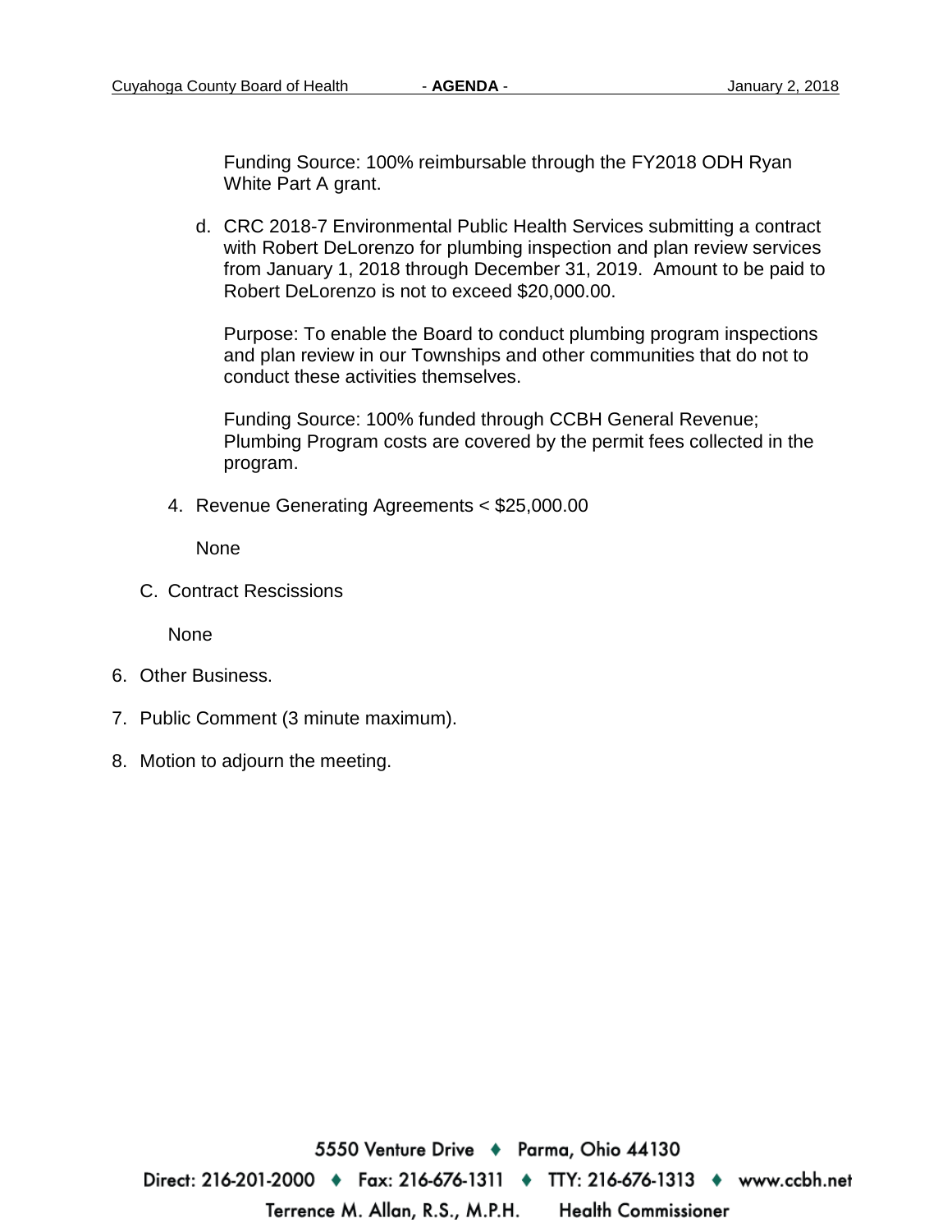Funding Source: 100% reimbursable through the FY2018 ODH Ryan White Part A grant.

d. CRC 2018-7 Environmental Public Health Services submitting a contract with Robert DeLorenzo for plumbing inspection and plan review services from January 1, 2018 through December 31, 2019. Amount to be paid to Robert DeLorenzo is not to exceed $20,000.00.

   Purpose: To enable the Board to conduct plumbing program inspections and plan review in our Townships and other communities that do not to conduct these activities themselves.

   Funding Source: 100% funded through CCBH General Revenue; Plumbing Program costs are covered by the permit fees collected in the program.

4. Revenue Generating Agreements < $25,000.00

   None

C. Contract Rescissions

   None

6. Other Business.
7. Public Comment (3 minute maximum).
8. Motion to adjourn the meeting.